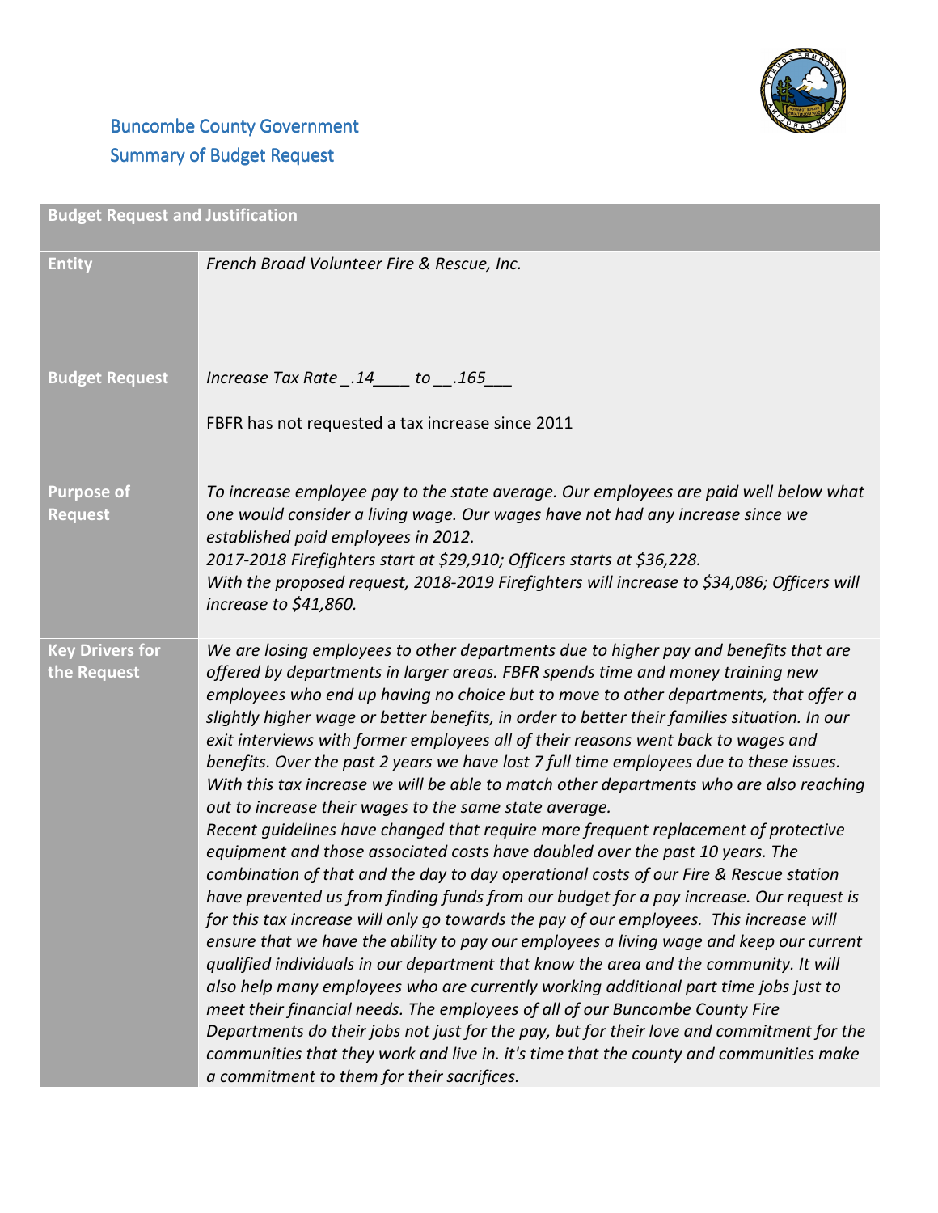# Buncombe County Government

## Summary of Budget Request

| Budget Request and Justification | |
|---|---|
| **Entity** | *French Broad Volunteer Fire & Rescue, Inc.* |
| **Budget Request** | *Increase Tax Rate _.14____ to __.165___*<br><br>FBFR has not requested a tax increase since 2011 |
| **Purpose of Request** | *To increase employee pay to the state average. Our employees are paid well below what one would consider a living wage. Our wages have not had any increase since we established paid employees in 2012.*<br>*2017-2018 Firefighters start at $29,910; Officers starts at $36,228.*<br>*With the proposed request, 2018-2019 Firefighters will increase to $34,086; Officers will increase to $41,860.* |
| **Key Drivers for the Request** | *We are losing employees to other departments due to higher pay and benefits that are offered by departments in larger areas. FBFR spends time and money training new employees who end up having no choice but to move to other departments, that offer a slightly higher wage or better benefits, in order to better their families situation. In our exit interviews with former employees all of their reasons went back to wages and benefits. Over the past 2 years we have lost 7 full time employees due to these issues. With this tax increase we will be able to match other departments who are also reaching out to increase their wages to the same state average.*<br>*Recent guidelines have changed that require more frequent replacement of protective equipment and those associated costs have doubled over the past 10 years. The combination of that and the day to day operational costs of our Fire & Rescue station have prevented us from finding funds from our budget for a pay increase. Our request is for this tax increase will only go towards the pay of our employees. This increase will ensure that we have the ability to pay our employees a living wage and keep our current qualified individuals in our department that know the area and the community. It will also help many employees who are currently working additional part time jobs just to meet their financial needs. The employees of all of our Buncombe County Fire Departments do their jobs not just for the pay, but for their love and commitment for the communities that they work and live in. it's time that the county and communities make a commitment to them for their sacrifices.* |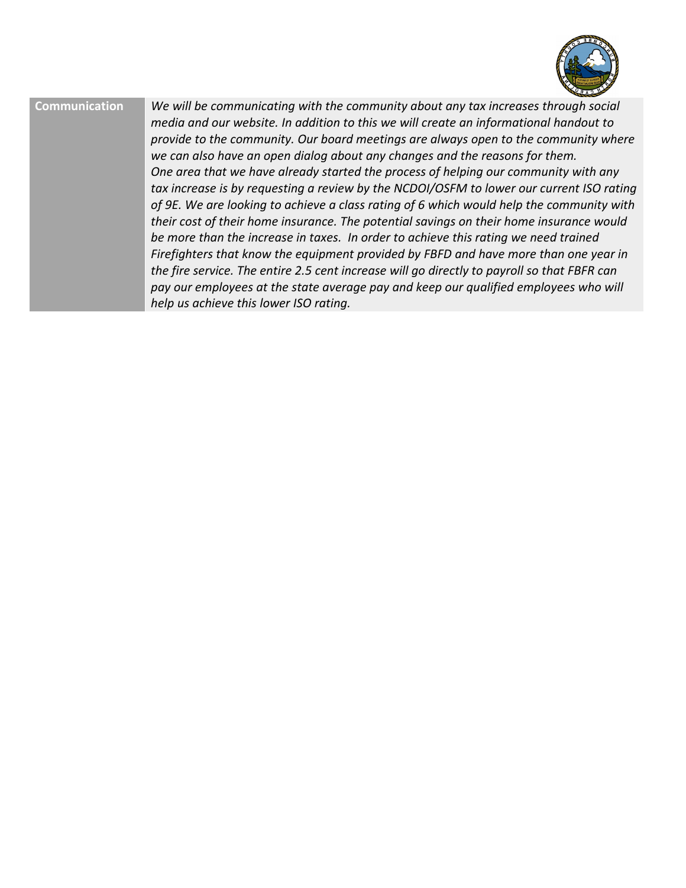| | |
|---|---|
| **Communication** | *We will be communicating with the community about any tax increases through social media and our website. In addition to this we will create an informational handout to provide to the community. Our board meetings are always open to the community where we can also have an open dialog about any changes and the reasons for them. One area that we have already started the process of helping our community with any tax increase is by requesting a review by the NCDOI/OSFM to lower our current ISO rating of 9E. We are looking to achieve a class rating of 6 which would help the community with their cost of their home insurance. The potential savings on their home insurance would be more than the increase in taxes. In order to achieve this rating we need trained Firefighters that know the equipment provided by FBFD and have more than one year in the fire service. The entire 2.5 cent increase will go directly to payroll so that FBFR can pay our employees at the state average pay and keep our qualified employees who will help us achieve this lower ISO rating.* |